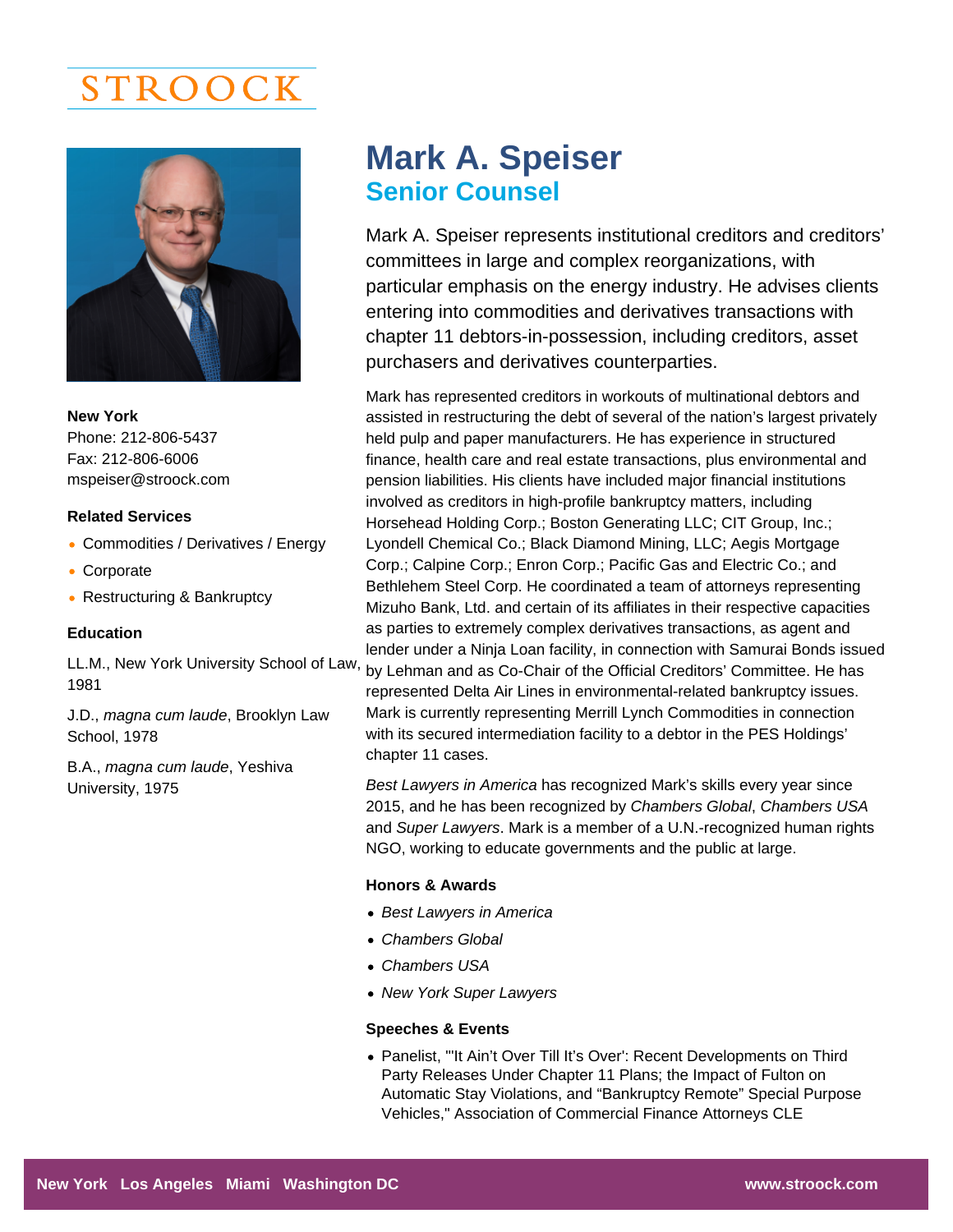STROOCK

# Mark A. Speiser

## Senior Counsel

**New York**
Phone: 212-806-5437
Fax: 212-806-6006
mspeiser@stroock.com

**Related Services**

- Commodities / Derivatives / Energy
- Corporate
- Restructuring & Bankruptcy

**Education**

LL.M., New York University School of Law, 1981

J.D., *magna cum laude*, Brooklyn Law School, 1978

B.A., *magna cum laude*, Yeshiva University, 1975

Mark A. Speiser represents institutional creditors and creditors' committees in large and complex reorganizations, with particular emphasis on the energy industry. He advises clients entering into commodities and derivatives transactions with chapter 11 debtors-in-possession, including creditors, asset purchasers and derivatives counterparties.

Mark has represented creditors in workouts of multinational debtors and assisted in restructuring the debt of several of the nation's largest privately held pulp and paper manufacturers. He has experience in structured finance, health care and real estate transactions, plus environmental and pension liabilities. His clients have included major financial institutions involved as creditors in high-profile bankruptcy matters, including Horsehead Holding Corp.; Boston Generating LLC; CIT Group, Inc.; Lyondell Chemical Co.; Black Diamond Mining, LLC; Aegis Mortgage Corp.; Calpine Corp.; Enron Corp.; Pacific Gas and Electric Co.; and Bethlehem Steel Corp. He coordinated a team of attorneys representing Mizuho Bank, Ltd. and certain of its affiliates in their respective capacities as parties to extremely complex derivatives transactions, as agent and lender under a Ninja Loan facility, in connection with Samurai Bonds issued by Lehman and as Co-Chair of the Official Creditors' Committee. He has represented Delta Air Lines in environmental-related bankruptcy issues. Mark is currently representing Merrill Lynch Commodities in connection with its secured intermediation facility to a debtor in the PES Holdings' chapter 11 cases.

*Best Lawyers in America* has recognized Mark's skills every year since 2015, and he has been recognized by *Chambers Global*, *Chambers USA* and *Super Lawyers*. Mark is a member of a U.N.-recognized human rights NGO, working to educate governments and the public at large.

### Honors & Awards

- *Best Lawyers in America*
- *Chambers Global*
- *Chambers USA*
- *New York Super Lawyers*

### Speeches & Events

- Panelist, "'It Ain't Over Till It's Over': Recent Developments on Third Party Releases Under Chapter 11 Plans; the Impact of Fulton on Automatic Stay Violations, and "Bankruptcy Remote" Special Purpose Vehicles," Association of Commercial Finance Attorneys CLE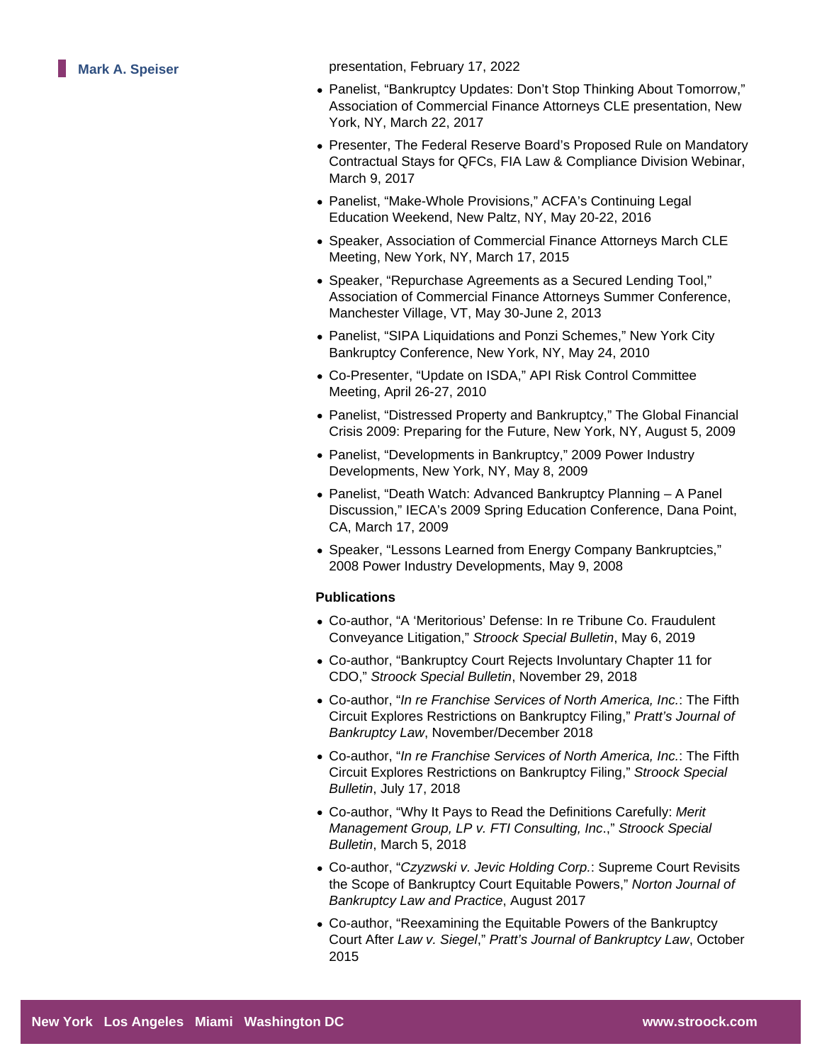presentation, February 17, 2022

- Panelist, “Bankruptcy Updates: Don’t Stop Thinking About Tomorrow,” Association of Commercial Finance Attorneys CLE presentation, New York, NY, March 22, 2017
- Presenter, The Federal Reserve Board’s Proposed Rule on Mandatory Contractual Stays for QFCs, FIA Law & Compliance Division Webinar, March 9, 2017
- Panelist, “Make-Whole Provisions,” ACFA’s Continuing Legal Education Weekend, New Paltz, NY, May 20-22, 2016
- Speaker, Association of Commercial Finance Attorneys March CLE Meeting, New York, NY, March 17, 2015
- Speaker, “Repurchase Agreements as a Secured Lending Tool,” Association of Commercial Finance Attorneys Summer Conference, Manchester Village, VT, May 30-June 2, 2013
- Panelist, “SIPA Liquidations and Ponzi Schemes,” New York City Bankruptcy Conference, New York, NY, May 24, 2010
- Co-Presenter, “Update on ISDA,” API Risk Control Committee Meeting, April 26-27, 2010
- Panelist, “Distressed Property and Bankruptcy,” The Global Financial Crisis 2009: Preparing for the Future, New York, NY, August 5, 2009
- Panelist, “Developments in Bankruptcy,” 2009 Power Industry Developments, New York, NY, May 8, 2009
- Panelist, “Death Watch: Advanced Bankruptcy Planning – A Panel Discussion,” IECA’s 2009 Spring Education Conference, Dana Point, CA, March 17, 2009
- Speaker, “Lessons Learned from Energy Company Bankruptcies,” 2008 Power Industry Developments, May 9, 2008

**Publications**

- Co-author, “A ‘Meritorious’ Defense: In re Tribune Co. Fraudulent Conveyance Litigation,” *Stroock Special Bulletin*, May 6, 2019
- Co-author, “Bankruptcy Court Rejects Involuntary Chapter 11 for CDO,” *Stroock Special Bulletin*, November 29, 2018
- Co-author, “*In re Franchise Services of North America, Inc.*: The Fifth Circuit Explores Restrictions on Bankruptcy Filing,” *Pratt’s Journal of Bankruptcy Law*, November/December 2018
- Co-author, “*In re Franchise Services of North America, Inc.*: The Fifth Circuit Explores Restrictions on Bankruptcy Filing,” *Stroock Special Bulletin*, July 17, 2018
- Co-author, “Why It Pays to Read the Definitions Carefully: *Merit Management Group, LP v. FTI Consulting, Inc*.,” *Stroock Special Bulletin*, March 5, 2018
- Co-author, “*Czyzwski v. Jevic Holding Corp.*: Supreme Court Revisits the Scope of Bankruptcy Court Equitable Powers,” *Norton Journal of Bankruptcy Law and Practice*, August 2017
- Co-author, “Reexamining the Equitable Powers of the Bankruptcy Court After *Law v. Siegel*,” *Pratt’s Journal of Bankruptcy Law*, October 2015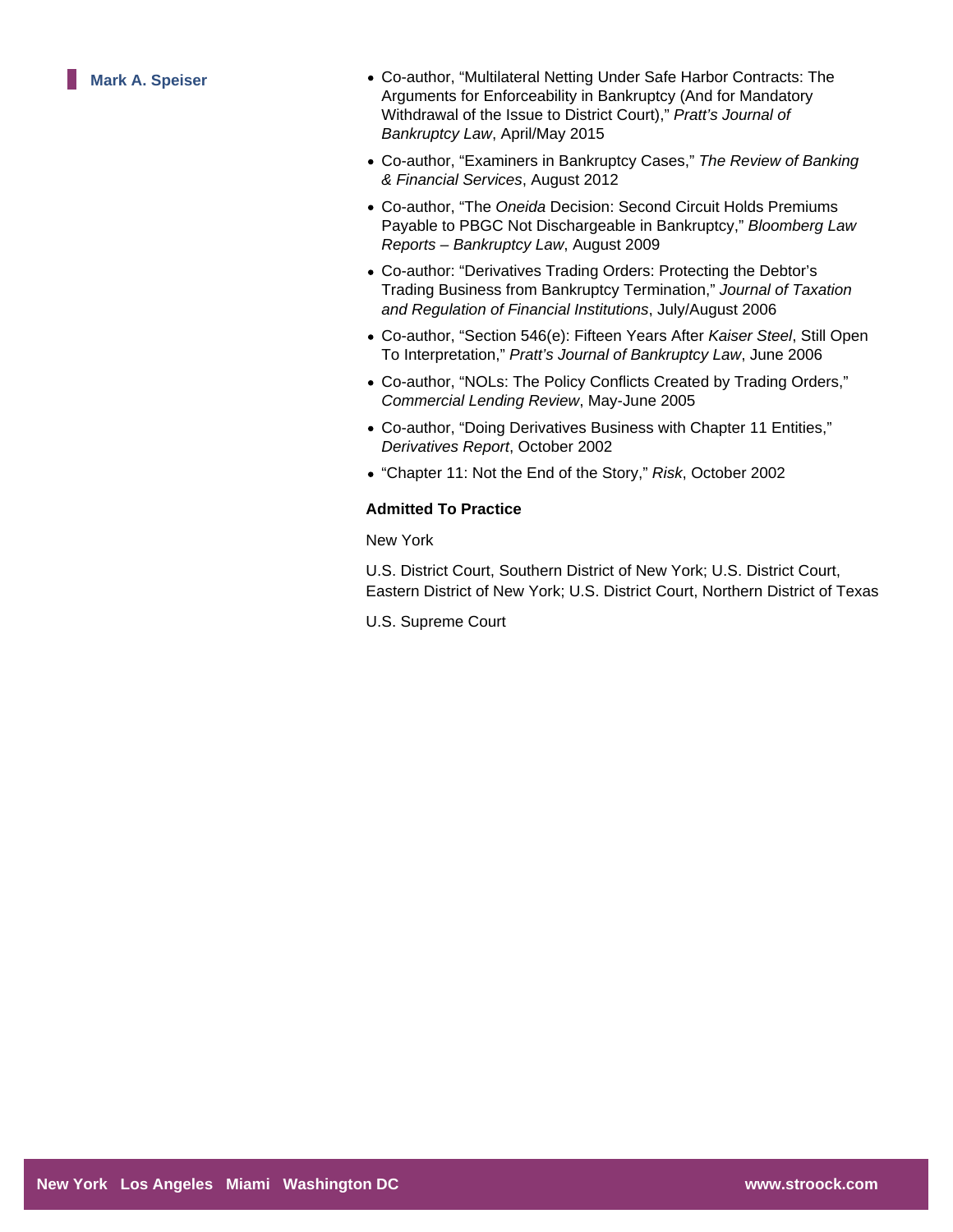**Mark A. Speiser**

- Co-author, "Multilateral Netting Under Safe Harbor Contracts: The Arguments for Enforceability in Bankruptcy (And for Mandatory Withdrawal of the Issue to District Court)," *Pratt's Journal of Bankruptcy Law*, April/May 2015
- Co-author, "Examiners in Bankruptcy Cases," *The Review of Banking & Financial Services*, August 2012
- Co-author, "The *Oneida* Decision: Second Circuit Holds Premiums Payable to PBGC Not Dischargeable in Bankruptcy," *Bloomberg Law Reports – Bankruptcy Law*, August 2009
- Co-author: "Derivatives Trading Orders: Protecting the Debtor's Trading Business from Bankruptcy Termination," *Journal of Taxation and Regulation of Financial Institutions*, July/August 2006
- Co-author, "Section 546(e): Fifteen Years After *Kaiser Steel*, Still Open To Interpretation," *Pratt's Journal of Bankruptcy Law*, June 2006
- Co-author, "NOLs: The Policy Conflicts Created by Trading Orders," *Commercial Lending Review*, May-June 2005
- Co-author, "Doing Derivatives Business with Chapter 11 Entities," *Derivatives Report*, October 2002
- "Chapter 11: Not the End of the Story," *Risk*, October 2002

**Admitted To Practice**

New York

U.S. District Court, Southern District of New York; U.S. District Court, Eastern District of New York; U.S. District Court, Northern District of Texas

U.S. Supreme Court